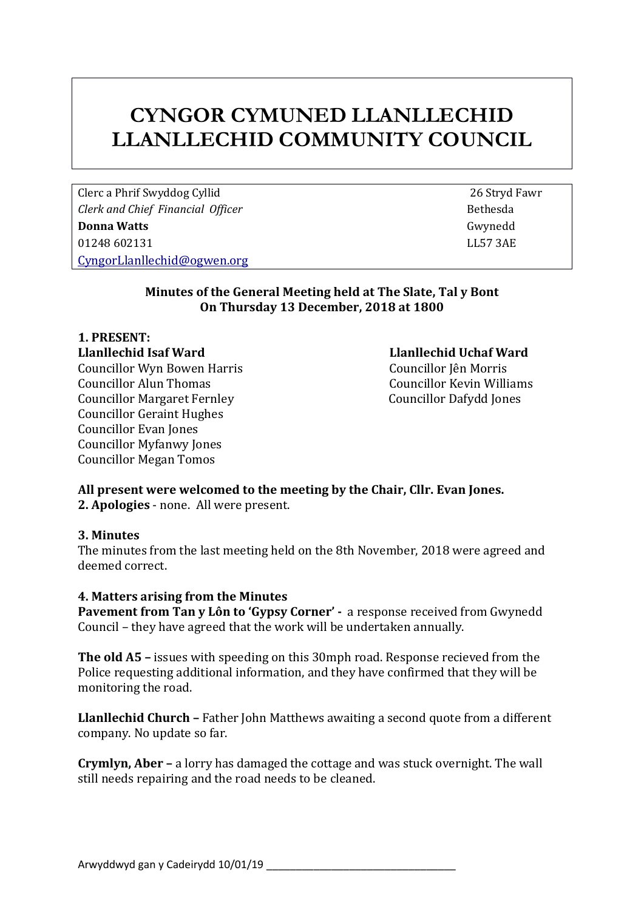# CYNGOR CYMUNED LLANLLECHID
# LLANLLECHID COMMUNITY COUNCIL

Clerc a Phrif Swyddog Cyllid
*Clerk and Chief Financial Officer*
**Donna Watts**
01248 602131
CyngorLlanllechid@ogwen.org

26 Stryd Fawr
Bethesda
Gwynedd
LL57 3AE

**Minutes of the General Meeting held at The Slate, Tal y Bont**
**On Thursday 13 December, 2018 at 1800**

**1. PRESENT:**

**Llanllechid Isaf Ward**
Councillor Wyn Bowen Harris
Councillor Alun Thomas
Councillor Margaret Fernley
Councillor Geraint Hughes
Councillor Evan Jones
Councillor Myfanwy Jones
Councillor Megan Tomos

**Llanllechid Uchaf Ward**
Councillor Jên Morris
Councillor Kevin Williams
Councillor Dafydd Jones

**All present were welcomed to the meeting by the Chair, Cllr. Evan Jones.**

**2. Apologies** - none. All were present.

**3. Minutes**
The minutes from the last meeting held on the 8th November, 2018 were agreed and deemed correct.

**4. Matters arising from the Minutes**

**Pavement from Tan y Lôn to 'Gypsy Corner' -** a response received from Gwynedd Council – they have agreed that the work will be undertaken annually.

**The old A5 –** issues with speeding on this 30mph road. Response recieved from the Police requesting additional information, and they have confirmed that they will be monitoring the road.

**Llanllechid Church –** Father John Matthews awaiting a second quote from a different company. No update so far.

**Crymlyn, Aber –** a lorry has damaged the cottage and was stuck overnight. The wall still needs repairing and the road needs to be cleaned.

Arwyddwyd gan y Cadeirydd 10/01/19 ___________________________________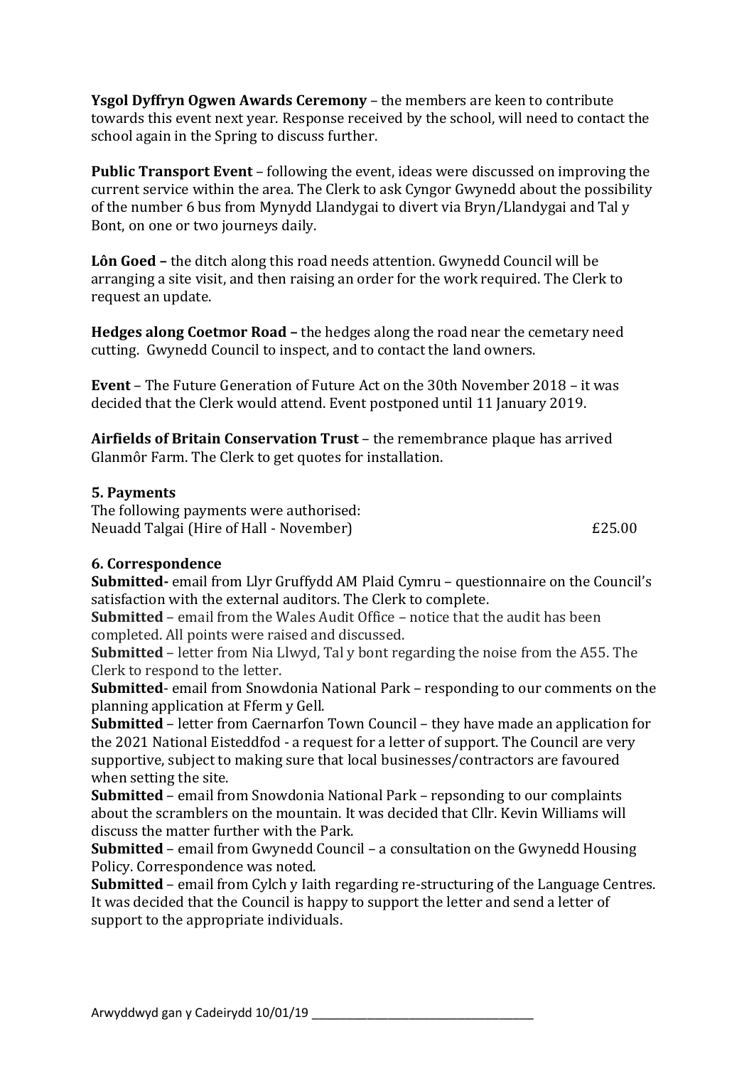**Ysgol Dyffryn Ogwen Awards Ceremony** – the members are keen to contribute towards this event next year. Response received by the school, will need to contact the school again in the Spring to discuss further.

**Public Transport Event** – following the event, ideas were discussed on improving the current service within the area. The Clerk to ask Cyngor Gwynedd about the possibility of the number 6 bus from Mynydd Llandygai to divert via Bryn/Llandygai and Tal y Bont, on one or two journeys daily.

**Lôn Goed –** the ditch along this road needs attention. Gwynedd Council will be arranging a site visit, and then raising an order for the work required. The Clerk to request an update.

**Hedges along Coetmor Road –** the hedges along the road near the cemetary need cutting. Gwynedd Council to inspect, and to contact the land owners.

**Event** – The Future Generation of Future Act on the 30th November 2018 – it was decided that the Clerk would attend. Event postponed until 11 January 2019.

**Airfields of Britain Conservation Trust** – the remembrance plaque has arrived Glanmôr Farm. The Clerk to get quotes for installation.

## 5. Payments

The following payments were authorised:

| | |
|---|---|
| Neuadd Talgai (Hire of Hall - November) | £25.00 |

## 6. Correspondence

**Submitted-** email from Llyr Gruffydd AM Plaid Cymru – questionnaire on the Council's satisfaction with the external auditors. The Clerk to complete.

**Submitted** – email from the Wales Audit Office – notice that the audit has been completed. All points were raised and discussed.

**Submitted** – letter from Nia Llwyd, Tal y bont regarding the noise from the A55. The Clerk to respond to the letter.

**Submitted**- email from Snowdonia National Park – responding to our comments on the planning application at Fferm y Gell.

**Submitted** – letter from Caernarfon Town Council – they have made an application for the 2021 National Eisteddfod - a request for a letter of support. The Council are very supportive, subject to making sure that local businesses/contractors are favoured when setting the site.

**Submitted** – email from Snowdonia National Park – repsonding to our complaints about the scramblers on the mountain. It was decided that Cllr. Kevin Williams will discuss the matter further with the Park.

**Submitted** – email from Gwynedd Council – a consultation on the Gwynedd Housing Policy. Correspondence was noted.

**Submitted** – email from Cylch y Iaith regarding re-structuring of the Language Centres. It was decided that the Council is happy to support the letter and send a letter of support to the appropriate individuals.

Arwyddwyd gan y Cadeirydd 10/01/19 ___________________________________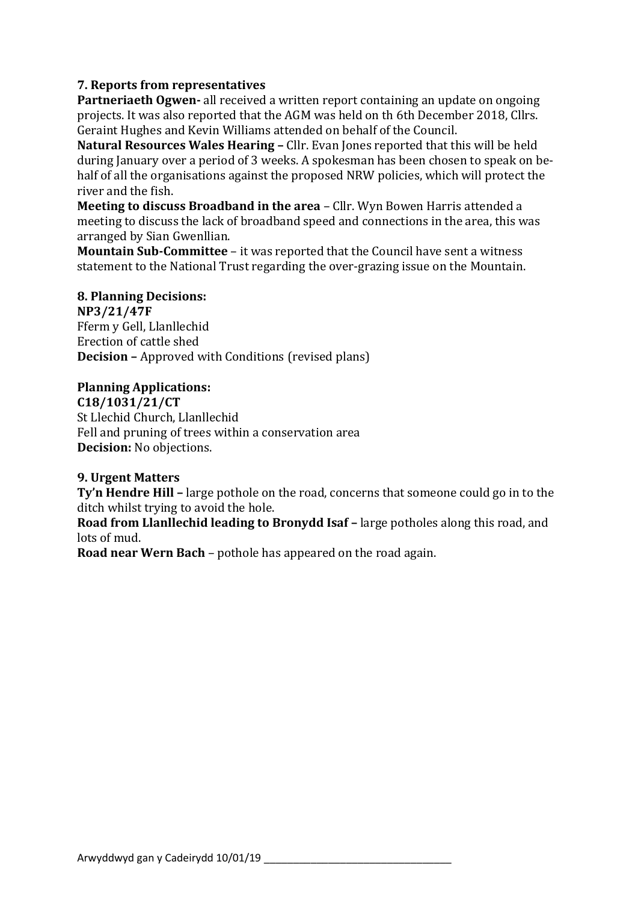### 7. Reports from representatives

**Partneriaeth Ogwen-** all received a written report containing an update on ongoing projects. It was also reported that the AGM was held on th 6th December 2018, Cllrs. Geraint Hughes and Kevin Williams attended on behalf of the Council.

**Natural Resources Wales Hearing –** Cllr. Evan Jones reported that this will be held during January over a period of 3 weeks. A spokesman has been chosen to speak on behalf of all the organisations against the proposed NRW policies, which will protect the river and the fish.

**Meeting to discuss Broadband in the area** – Cllr. Wyn Bowen Harris attended a meeting to discuss the lack of broadband speed and connections in the area, this was arranged by Sian Gwenllian.

**Mountain Sub-Committee** – it was reported that the Council have sent a witness statement to the National Trust regarding the over-grazing issue on the Mountain.

### 8. Planning Decisions:

**NP3/21/47F**
Fferm y Gell, Llanllechid
Erection of cattle shed
**Decision –** Approved with Conditions (revised plans)

### Planning Applications:

**C18/1031/21/CT**
St Llechid Church, Llanllechid
Fell and pruning of trees within a conservation area
**Decision:** No objections.

### 9. Urgent Matters

**Ty'n Hendre Hill –** large pothole on the road, concerns that someone could go in to the ditch whilst trying to avoid the hole.

**Road from Llanllechid leading to Bronydd Isaf –** large potholes along this road, and lots of mud.

**Road near Wern Bach** – pothole has appeared on the road again.

Arwyddwyd gan y Cadeirydd 10/01/19 ________________________________